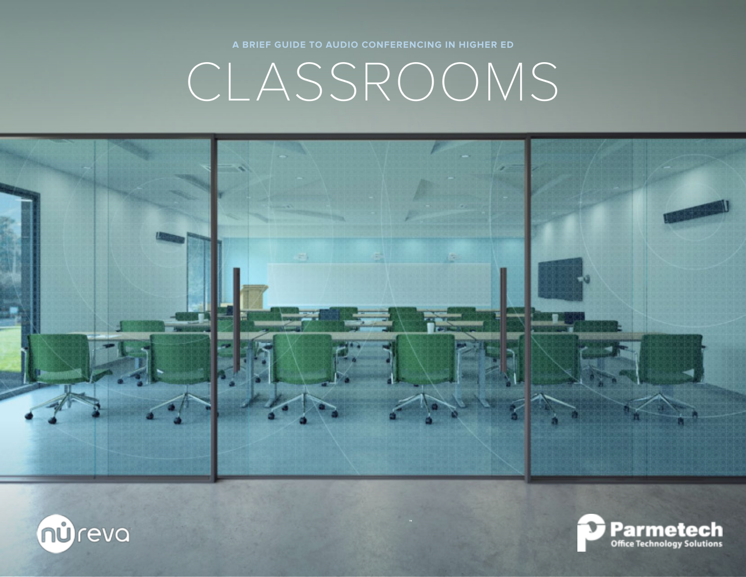A BRIEF GUIDE TO AUDIO CONFERENCING IN HIGHER ED

# CLASSROOMS

nureva

Parmetech
Office Technology Solutions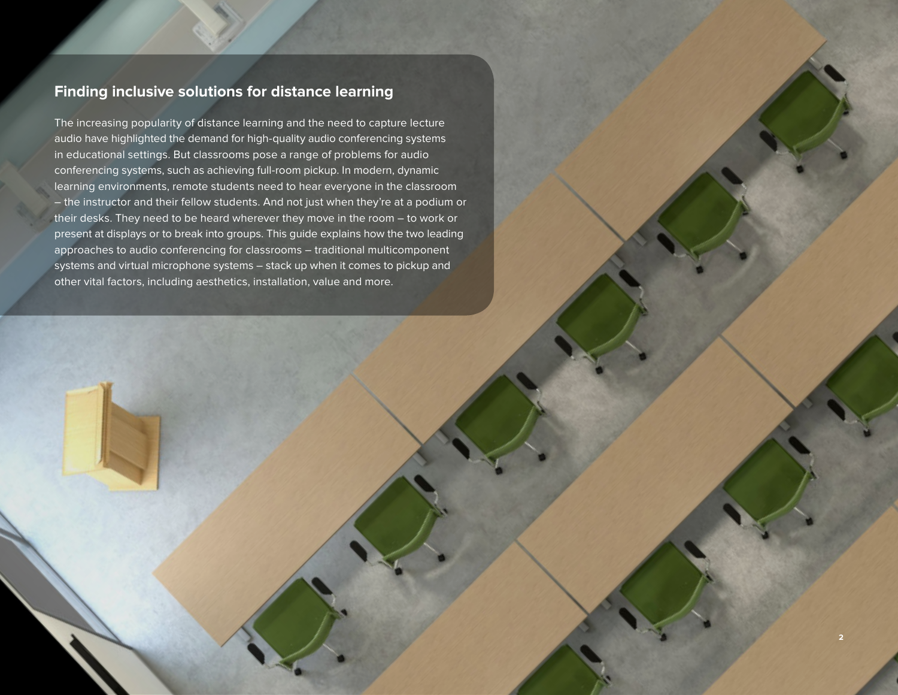## Finding inclusive solutions for distance learning

The increasing popularity of distance learning and the need to capture lecture audio have highlighted the demand for high-quality audio conferencing systems in educational settings. But classrooms pose a range of problems for audio conferencing systems, such as achieving full-room pickup. In modern, dynamic learning environments, remote students need to hear everyone in the classroom – the instructor and their fellow students. And not just when they're at a podium or their desks. They need to be heard wherever they move in the room – to work or present at displays or to break into groups. This guide explains how the two leading approaches to audio conferencing for classrooms – traditional multicomponent systems and virtual microphone systems – stack up when it comes to pickup and other vital factors, including aesthetics, installation, value and more.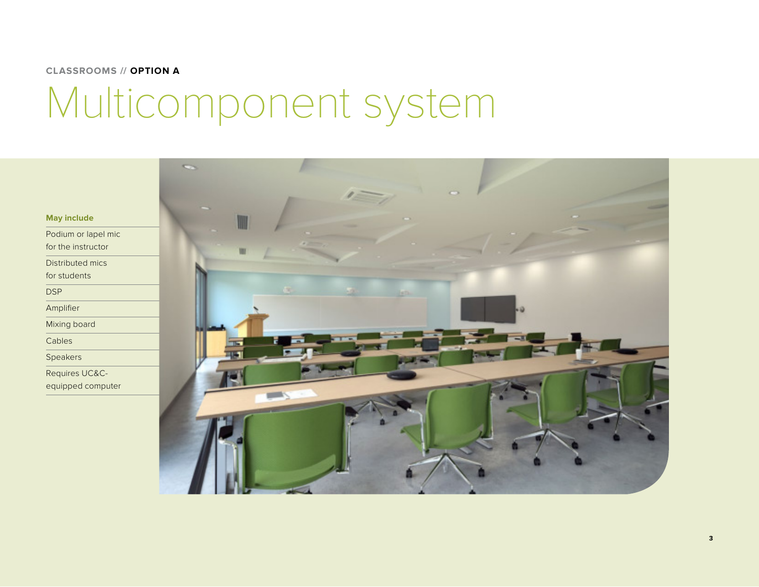CLASSROOMS // **OPTION A**

# Multicomponent system

**May include**

- Podium or lapel mic for the instructor
- Distributed mics for students
- DSP
- Amplifier
- Mixing board
- Cables
- Speakers
- Requires UC&C-equipped computer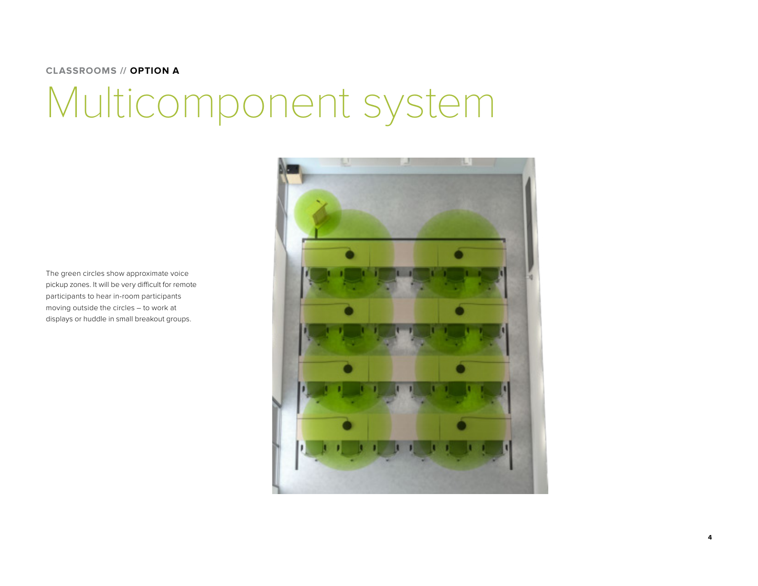**CLASSROOMS // OPTION A**

# Multicomponent system

The green circles show approximate voice pickup zones. It will be very difficult for remote participants to hear in-room participants moving outside the circles – to work at displays or huddle in small breakout groups.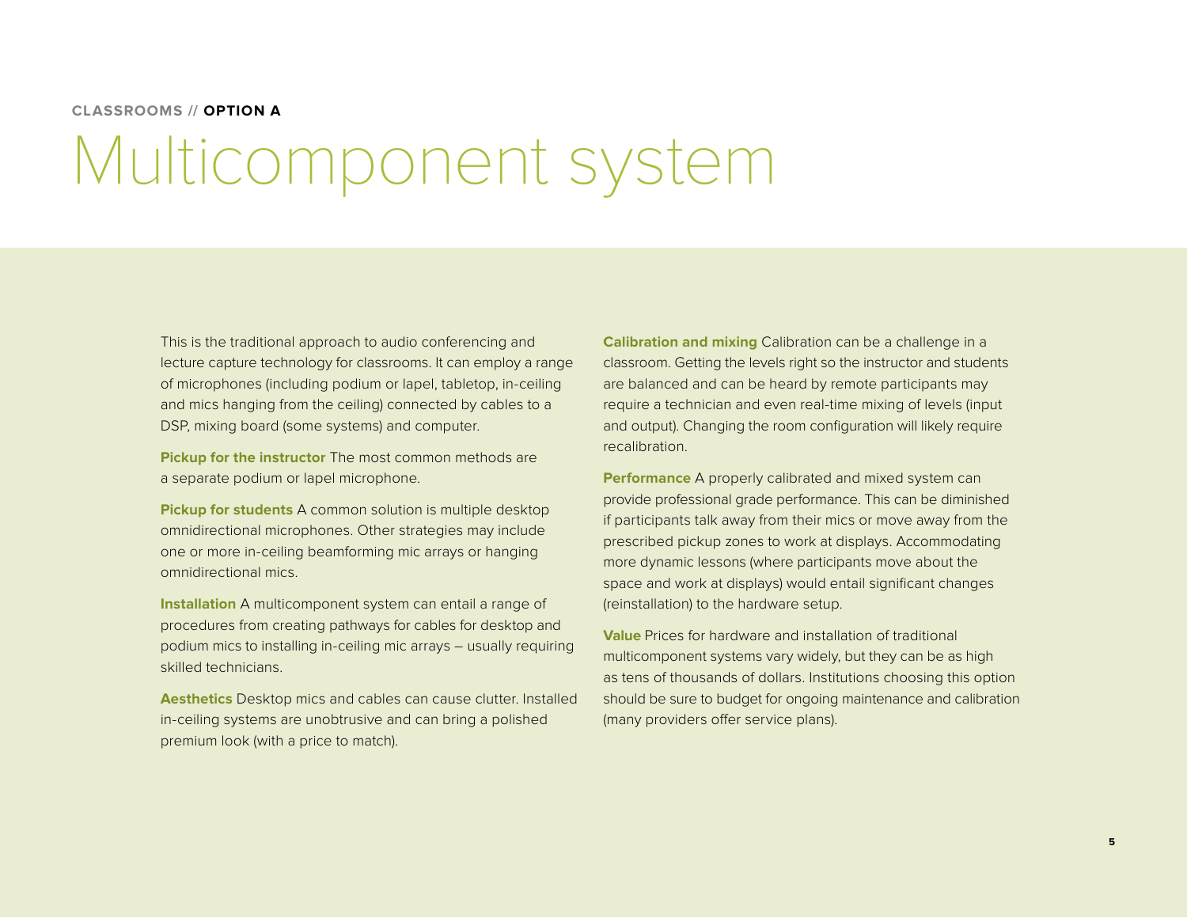CLASSROOMS // **OPTION A**

# Multicomponent system

This is the traditional approach to audio conferencing and lecture capture technology for classrooms. It can employ a range of microphones (including podium or lapel, tabletop, in-ceiling and mics hanging from the ceiling) connected by cables to a DSP, mixing board (some systems) and computer.

**Pickup for the instructor** The most common methods are a separate podium or lapel microphone.

**Pickup for students** A common solution is multiple desktop omnidirectional microphones. Other strategies may include one or more in-ceiling beamforming mic arrays or hanging omnidirectional mics.

**Installation** A multicomponent system can entail a range of procedures from creating pathways for cables for desktop and podium mics to installing in-ceiling mic arrays – usually requiring skilled technicians.

**Aesthetics** Desktop mics and cables can cause clutter. Installed in-ceiling systems are unobtrusive and can bring a polished premium look (with a price to match).

**Calibration and mixing** Calibration can be a challenge in a classroom. Getting the levels right so the instructor and students are balanced and can be heard by remote participants may require a technician and even real-time mixing of levels (input and output). Changing the room configuration will likely require recalibration.

**Performance** A properly calibrated and mixed system can provide professional grade performance. This can be diminished if participants talk away from their mics or move away from the prescribed pickup zones to work at displays. Accommodating more dynamic lessons (where participants move about the space and work at displays) would entail significant changes (reinstallation) to the hardware setup.

**Value** Prices for hardware and installation of traditional multicomponent systems vary widely, but they can be as high as tens of thousands of dollars. Institutions choosing this option should be sure to budget for ongoing maintenance and calibration (many providers offer service plans).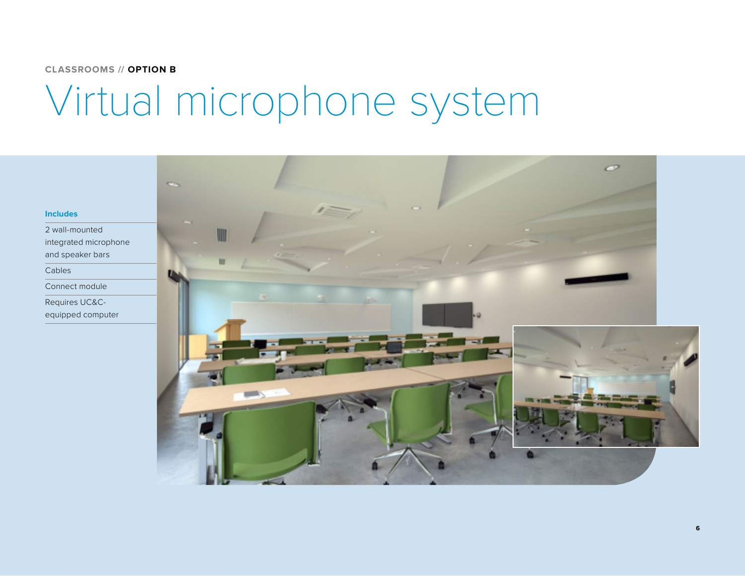CLASSROOMS // **OPTION B**

# Virtual microphone system

### Includes

- 2 wall-mounted integrated microphone and speaker bars
- Cables
- Connect module
- Requires UC&C-equipped computer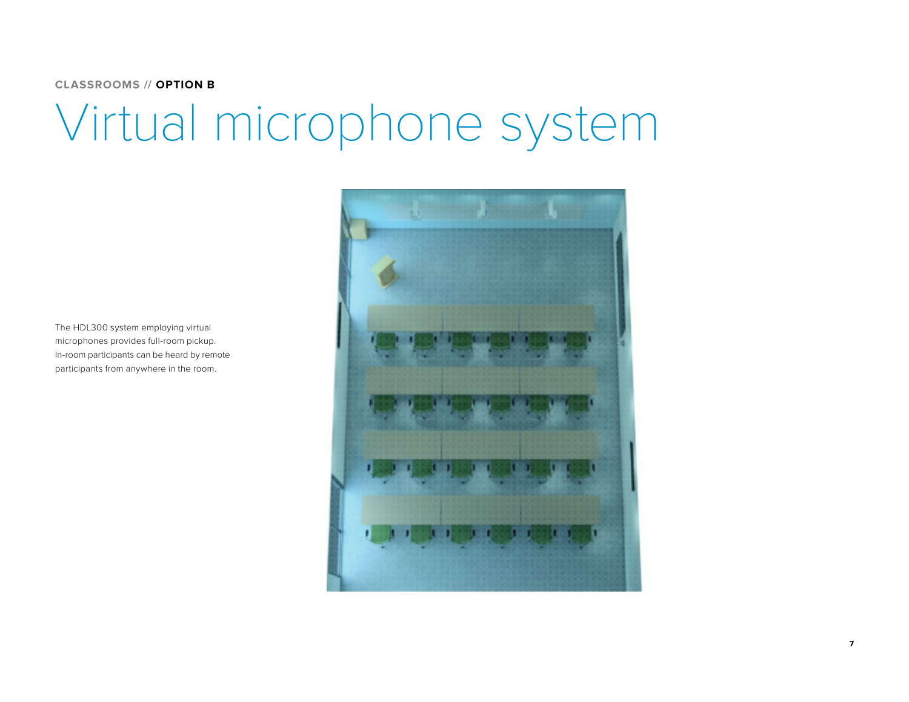CLASSROOMS // **OPTION B**

# Virtual microphone system

The HDL300 system employing virtual microphones provides full-room pickup. In-room participants can be heard by remote participants from anywhere in the room.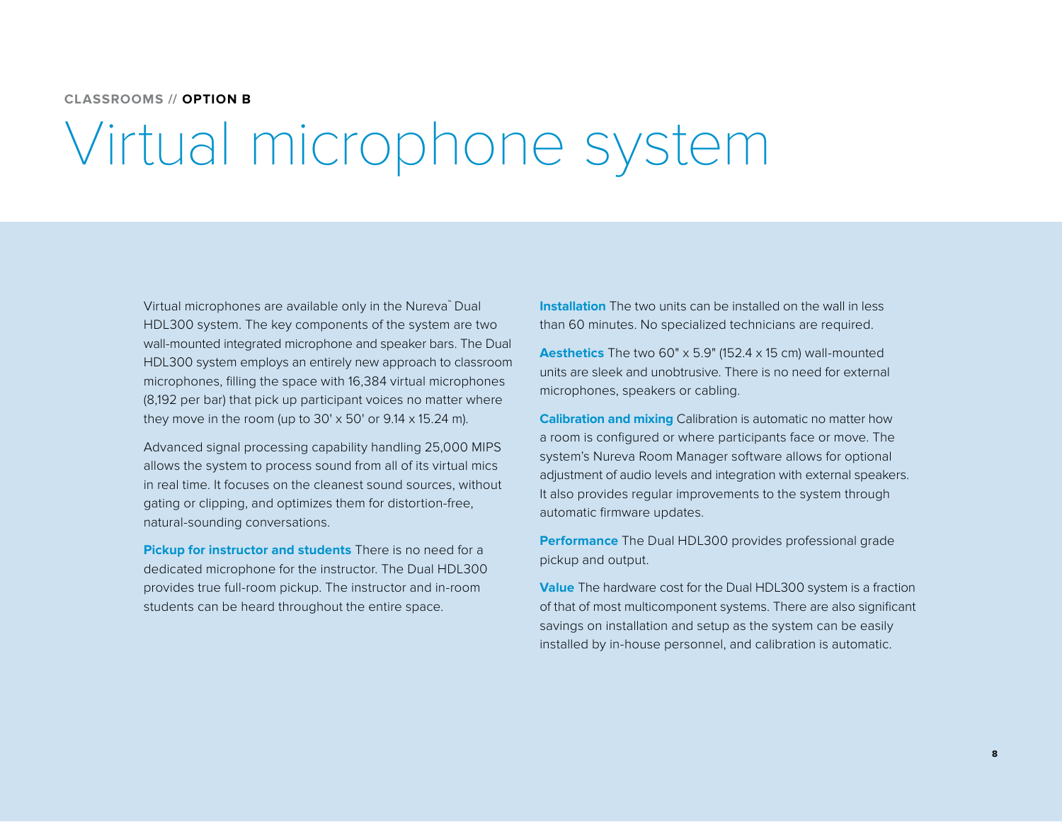CLASSROOMS // **OPTION B**

# Virtual microphone system

Virtual microphones are available only in the Nureva™ Dual HDL300 system. The key components of the system are two wall-mounted integrated microphone and speaker bars. The Dual HDL300 system employs an entirely new approach to classroom microphones, filling the space with 16,384 virtual microphones (8,192 per bar) that pick up participant voices no matter where they move in the room (up to 30' x 50' or 9.14 x 15.24 m).

Advanced signal processing capability handling 25,000 MIPS allows the system to process sound from all of its virtual mics in real time. It focuses on the cleanest sound sources, without gating or clipping, and optimizes them for distortion-free, natural-sounding conversations.

**Pickup for instructor and students** There is no need for a dedicated microphone for the instructor. The Dual HDL300 provides true full-room pickup. The instructor and in-room students can be heard throughout the entire space.

**Installation** The two units can be installed on the wall in less than 60 minutes. No specialized technicians are required.

**Aesthetics** The two 60" x 5.9" (152.4 x 15 cm) wall-mounted units are sleek and unobtrusive. There is no need for external microphones, speakers or cabling.

**Calibration and mixing** Calibration is automatic no matter how a room is configured or where participants face or move. The system's Nureva Room Manager software allows for optional adjustment of audio levels and integration with external speakers. It also provides regular improvements to the system through automatic firmware updates.

**Performance** The Dual HDL300 provides professional grade pickup and output.

**Value** The hardware cost for the Dual HDL300 system is a fraction of that of most multicomponent systems. There are also significant savings on installation and setup as the system can be easily installed by in-house personnel, and calibration is automatic.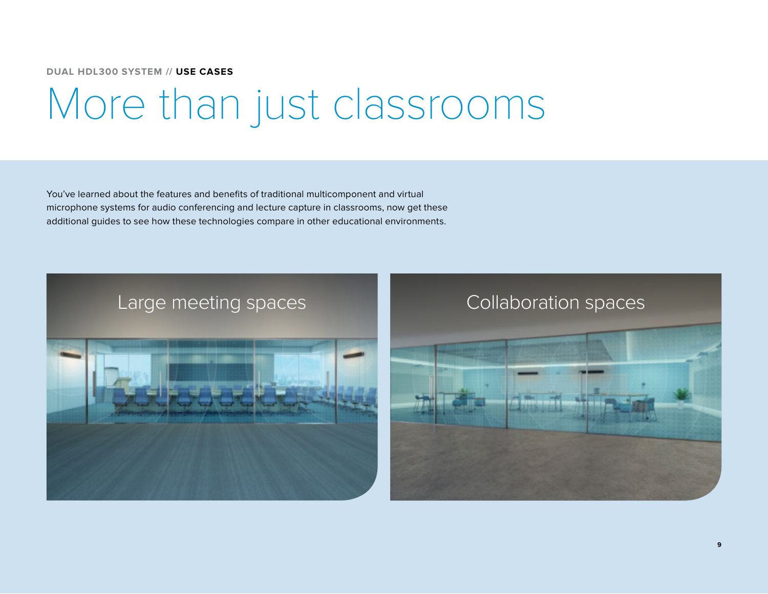DUAL HDL300 SYSTEM // **USE CASES**

# More than just classrooms

You've learned about the features and benefits of traditional multicomponent and virtual microphone systems for audio conferencing and lecture capture in classrooms, now get these additional guides to see how these technologies compare in other educational environments.

Large meeting spaces

Collaboration spaces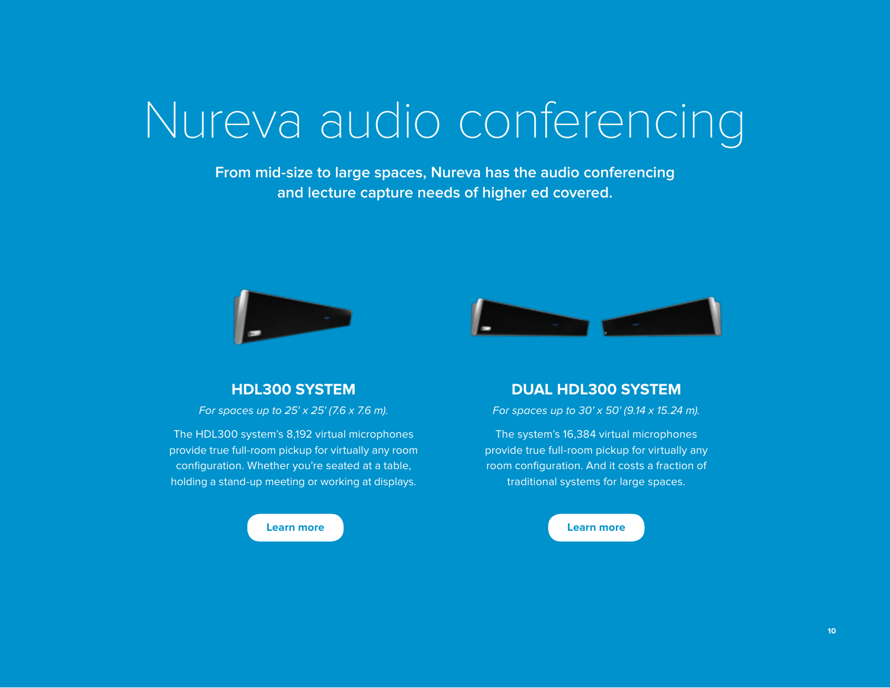# Nureva audio conferencing

**From mid-size to large spaces, Nureva has the audio conferencing and lecture capture needs of higher ed covered.**

## HDL300 SYSTEM

*For spaces up to 25′ x 25′ (7.6 x 7.6 m).*

The HDL300 system's 8,192 virtual microphones provide true full-room pickup for virtually any room configuration. Whether you're seated at a table, holding a stand-up meeting or working at displays.

Learn more

## DUAL HDL300 SYSTEM

*For spaces up to 30′ x 50′ (9.14 x 15.24 m).*

The system's 16,384 virtual microphones provide true full-room pickup for virtually any room configuration. And it costs a fraction of traditional systems for large spaces.

Learn more